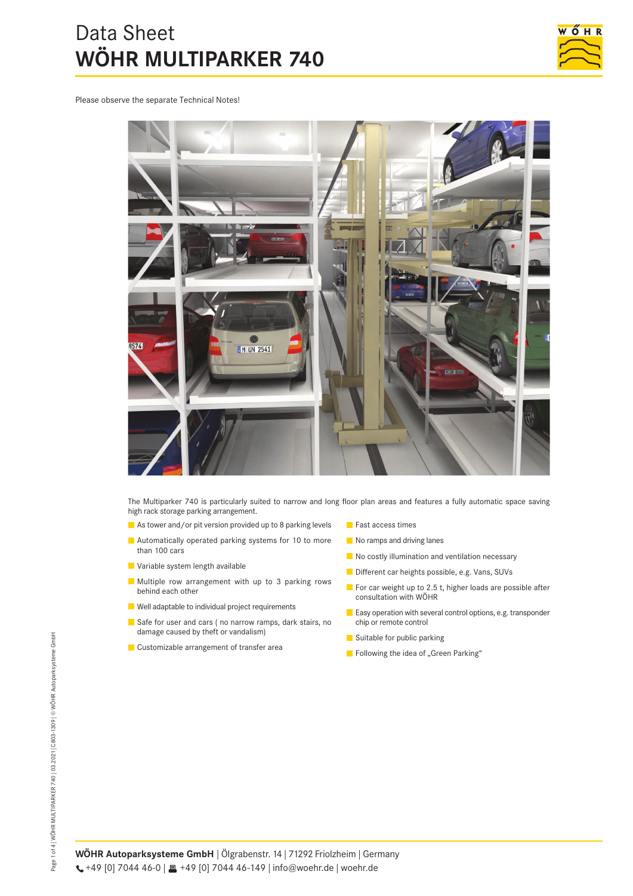# Data Sheet
# WÖHR MULTIPARKER 740

Please observe the separate Technical Notes!

The Multiparker 740 is particularly suited to narrow and long floor plan areas and features a fully automatic space saving high rack storage parking arrangement.

- As tower and/or pit version provided up to 8 parking levels
- Automatically operated parking systems for 10 to more than 100 cars
- Variable system length available
- Multiple row arrangement with up to 3 parking rows behind each other
- Well adaptable to individual project requirements
- Safe for user and cars ( no narrow ramps, dark stairs, no damage caused by theft or vandalism)
- Customizable arrangement of transfer area
- Fast access times
- No ramps and driving lanes
- No costly illumination and ventilation necessary
- Different car heights possible, e.g. Vans, SUVs
- For car weight up to 2.5 t, higher loads are possible after consultation with WÖHR
- Easy operation with several control options, e.g. transponder chip or remote control
- Suitable for public parking
- Following the idea of „Green Parking“

**WÖHR Autoparksysteme GmbH** | Ölgrabenstr. 14 | 71292 Friolzheim | Germany
+49 [0] 7044 46-0 | +49 [0] 7044 46-149 | info@woehr.de | woehr.de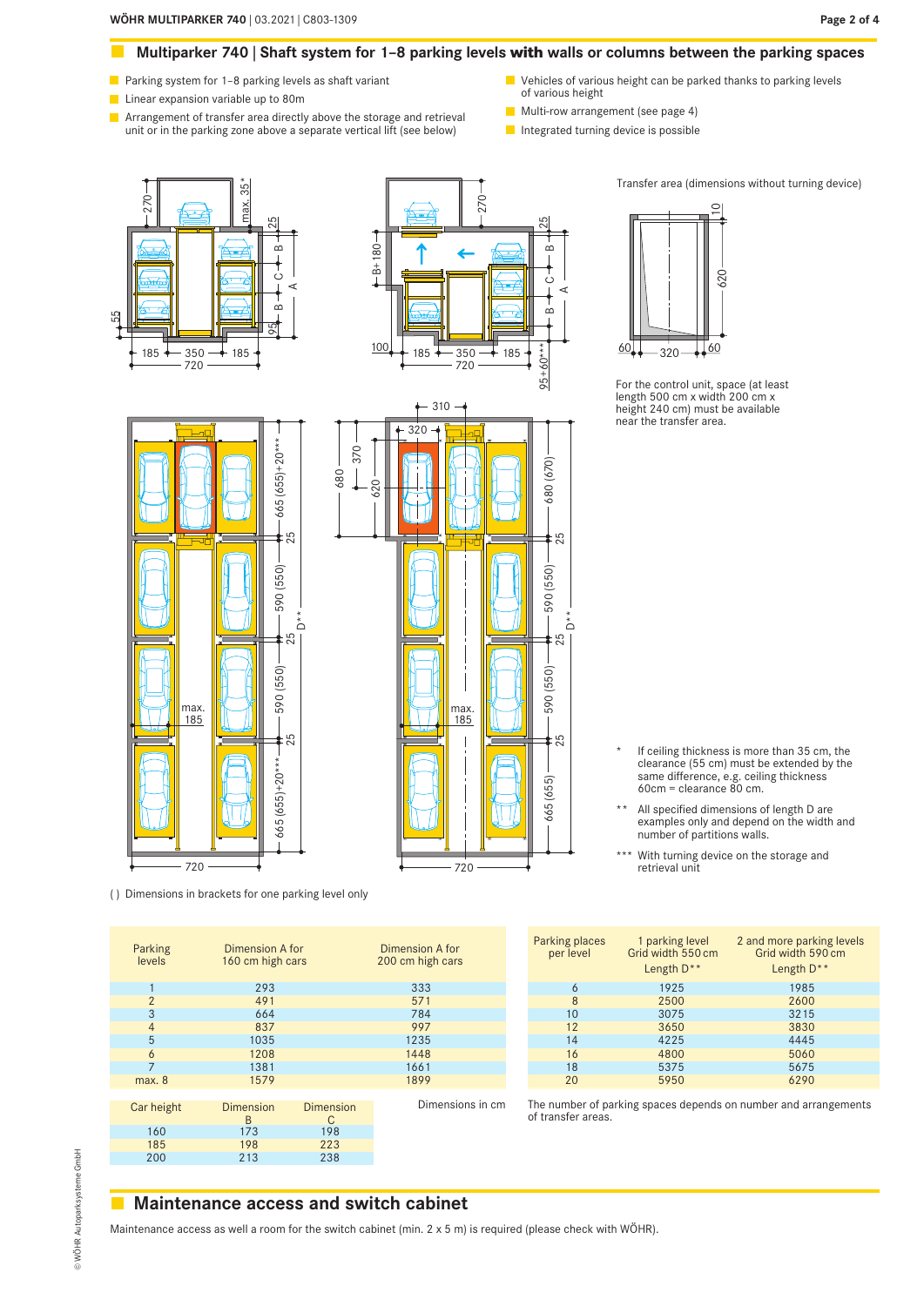## Multiparker 740 | Shaft system for 1–8 parking levels **with** walls or columns between the parking spaces

- Parking system for 1–8 parking levels as shaft variant
- Linear expansion variable up to 80m
- Arrangement of transfer area directly above the storage and retrieval unit or in the parking zone above a separate vertical lift (see below)
- Vehicles of various height can be parked thanks to parking levels of various height
- Multi-row arrangement (see page 4)
- Integrated turning device is possible

Transfer area (dimensions without turning device)

For the control unit, space (at least length 500 cm x width 200 cm x height 240 cm) must be available near the transfer area.

( ) Dimensions in brackets for one parking level only

\* If ceiling thickness is more than 35 cm, the clearance (55 cm) must be extended by the same difference, e.g. ceiling thickness 60cm = clearance 80 cm.

\*\* All specified dimensions of length D are examples only and depend on the width and number of partitions walls.

\*\*\* With turning device on the storage and retrieval unit

| Parking levels | Dimension A for 160 cm high cars | Dimension A for 200 cm high cars |
|---|---|---|
| 1 | 293 | 333 |
| 2 | 491 | 571 |
| 3 | 664 | 784 |
| 4 | 837 | 997 |
| 5 | 1035 | 1235 |
| 6 | 1208 | 1448 |
| 7 | 1381 | 1661 |
| max. 8 | 1579 | 1899 |

| Car height | Dimension B | Dimension C |
|---|---|---|
| 160 | 173 | 198 |
| 185 | 198 | 223 |
| 200 | 213 | 238 |

Dimensions in cm

| Parking places per level | 1 parking level Grid width 550 cm Length D** | 2 and more parking levels Grid width 590 cm Length D** |
|---|---|---|
| 6 | 1925 | 1985 |
| 8 | 2500 | 2600 |
| 10 | 3075 | 3215 |
| 12 | 3650 | 3830 |
| 14 | 4225 | 4445 |
| 16 | 4800 | 5060 |
| 18 | 5375 | 5675 |
| 20 | 5950 | 6290 |

The number of parking spaces depends on number and arrangements of transfer areas.

## Maintenance access and switch cabinet

Maintenance access as well a room for the switch cabinet (min. 2 x 5 m) is required (please check with WÖHR).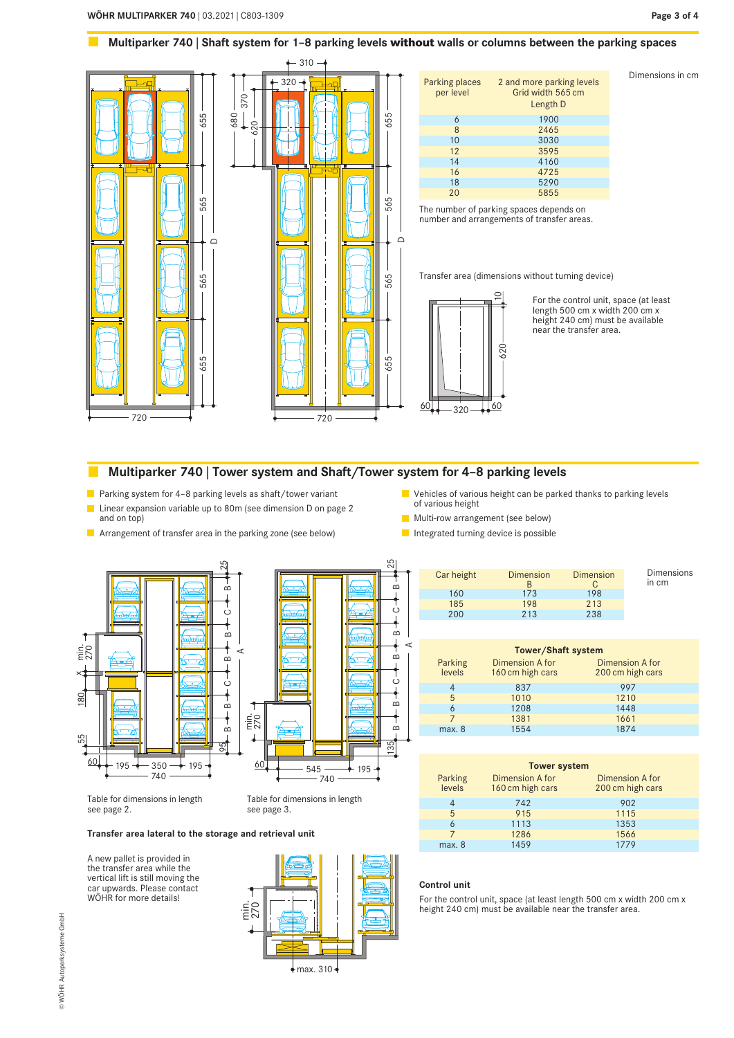## Multiparker 740 | Shaft system for 1–8 parking levels **without** walls or columns between the parking spaces

Dimensions in cm

| Parking places per level | 2 and more parking levels Grid width 565 cm Length D |
|---|---|
| 6 | 1900 |
| 8 | 2465 |
| 10 | 3030 |
| 12 | 3595 |
| 14 | 4160 |
| 16 | 4725 |
| 18 | 5290 |
| 20 | 5855 |

The number of parking spaces depends on number and arrangements of transfer areas.

Transfer area (dimensions without turning device)

For the control unit, space (at least length 500 cm x width 200 cm x height 240 cm) must be available near the transfer area.

## Multiparker 740 | Tower system and Shaft/Tower system for 4–8 parking levels

- Parking system for 4–8 parking levels as shaft/tower variant
- Linear expansion variable up to 80m (see dimension D on page 2 and on top)
- Arrangement of transfer area in the parking zone (see below)
- Vehicles of various height can be parked thanks to parking levels of various height
- Multi-row arrangement (see below)
- Integrated turning device is possible

Table for dimensions in length see page 2.

Table for dimensions in length see page 3.

Dimensions in cm

| Car height | Dimension B | Dimension C |
|---|---|---|
| 160 | 173 | 198 |
| 185 | 198 | 213 |
| 200 | 213 | 238 |

**Tower/Shaft system**

| Parking levels | Dimension A for 160 cm high cars | Dimension A for 200 cm high cars |
|---|---|---|
| 4 | 837 | 997 |
| 5 | 1010 | 1210 |
| 6 | 1208 | 1448 |
| 7 | 1381 | 1661 |
| max. 8 | 1554 | 1874 |

**Tower system**

| Parking levels | Dimension A for 160 cm high cars | Dimension A for 200 cm high cars |
|---|---|---|
| 4 | 742 | 902 |
| 5 | 915 | 1115 |
| 6 | 1113 | 1353 |
| 7 | 1286 | 1566 |
| max. 8 | 1459 | 1779 |

### Transfer area lateral to the storage and retrieval unit

A new pallet is provided in the transfer area while the vertical lift is still moving the car upwards. Please contact WÖHR for more details!

### Control unit

For the control unit, space (at least length 500 cm x width 200 cm x height 240 cm) must be available near the transfer area.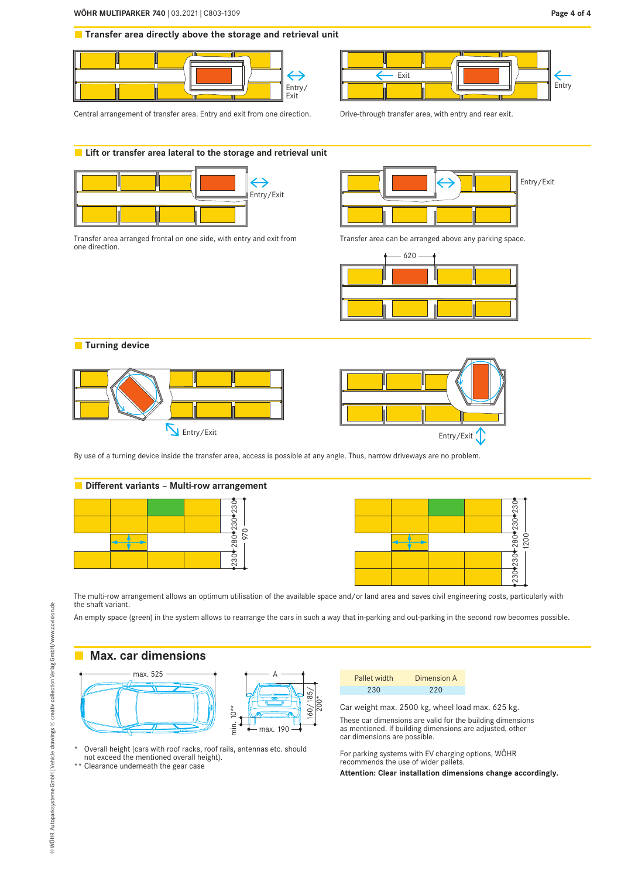## Transfer area directly above the storage and retrieval unit

Entry/ Exit

Central arrangement of transfer area. Entry and exit from one direction.

Exit

Entry

Drive-through transfer area, with entry and rear exit.

## Lift or transfer area lateral to the storage and retrieval unit

Entry/Exit

Transfer area arranged frontal on one side, with entry and exit from one direction.

Entry/Exit

Transfer area can be arranged above any parking space.

620

## Turning device

Entry/Exit

Entry/Exit

By use of a turning device inside the transfer area, access is possible at any angle. Thus, narrow driveways are no problem.

## Different variants – Multi-row arrangement

230 230 280 230 970

230 230 280 230 230 1200

The multi-row arrangement allows an optimum utilisation of the available space and/or land area and saves civil engineering costs, particularly with the shaft variant.

An empty space (green) in the system allows to rearrange the cars in such a way that in-parking and out-parking in the second row becomes possible.

## Max. car dimensions

max. 525

A

min. 10**

max. 190

160/185/200*

\* Overall height (cars with roof racks, roof rails, antennas etc. should not exceed the mentioned overall height).

\*\* Clearance underneath the gear case

| Pallet width | Dimension A |
|---|---|
| 230 | 220 |

Car weight max. 2500 kg, wheel load max. 625 kg.

These car dimensions are valid for the building dimensions as mentioned. If building dimensions are adjusted, other car dimensions are possible.

For parking systems with EV charging options, WÖHR recommends the use of wider pallets.

**Attention: Clear installation dimensions change accordingly.**